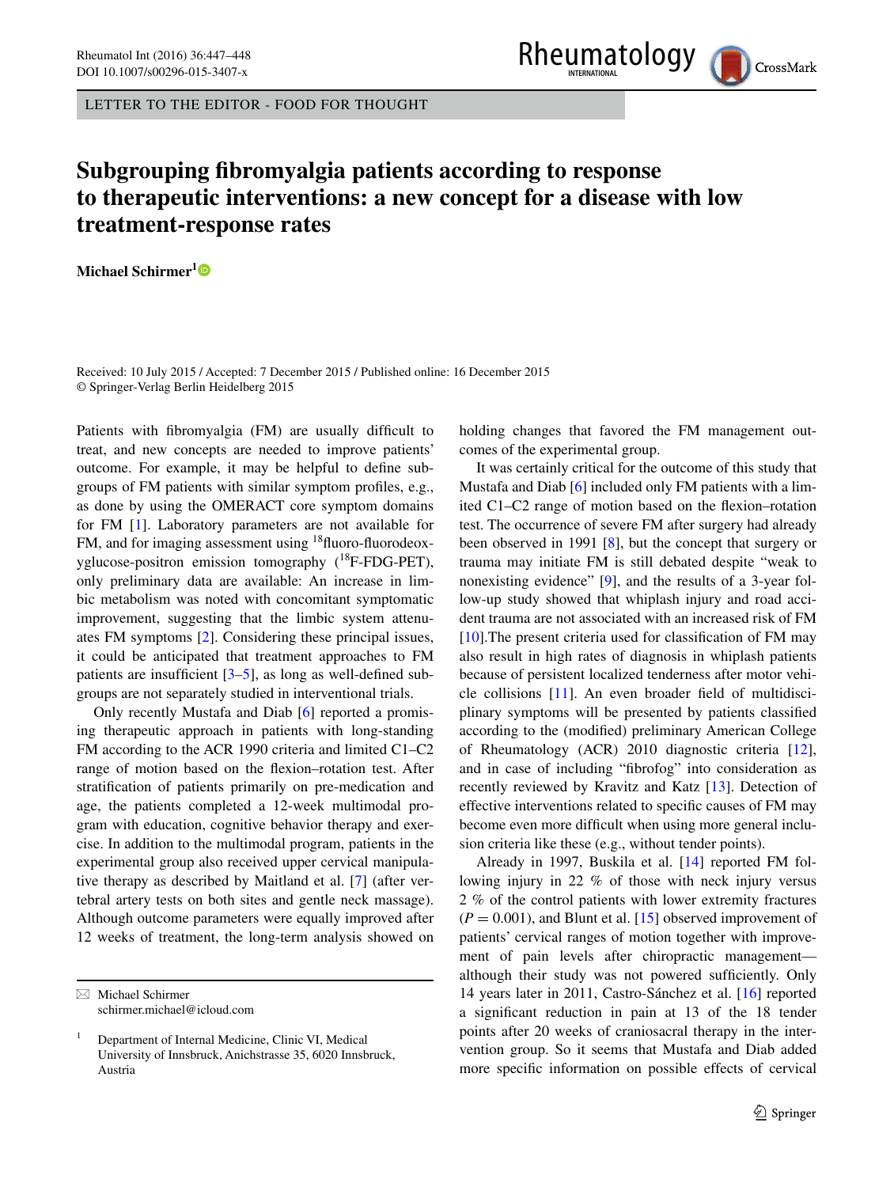LETTER TO THE EDITOR - FOOD FOR THOUGHT

# Subgrouping fibromyalgia patients according to response to therapeutic interventions: a new concept for a disease with low treatment-response rates

**Michael Schirmer**[1]

Received: 10 July 2015 / Accepted: 7 December 2015 / Published online: 16 December 2015
© Springer-Verlag Berlin Heidelberg 2015

Patients with fibromyalgia (FM) are usually difficult to treat, and new concepts are needed to improve patients' outcome. For example, it may be helpful to define subgroups of FM patients with similar symptom profiles, e.g., as done by using the OMERACT core symptom domains for FM [1]. Laboratory parameters are not available for FM, and for imaging assessment using $^{18}$fluoro-fluorodeoxyglucose-positron emission tomography ($^{18}$F-FDG-PET), only preliminary data are available: An increase in limbic metabolism was noted with concomitant symptomatic improvement, suggesting that the limbic system attenuates FM symptoms [2]. Considering these principal issues, it could be anticipated that treatment approaches to FM patients are insufficient [3–5], as long as well-defined subgroups are not separately studied in interventional trials.

Only recently Mustafa and Diab [6] reported a promising therapeutic approach in patients with long-standing FM according to the ACR 1990 criteria and limited C1–C2 range of motion based on the flexion–rotation test. After stratification of patients primarily on pre-medication and age, the patients completed a 12-week multimodal program with education, cognitive behavior therapy and exercise. In addition to the multimodal program, patients in the experimental group also received upper cervical manipulative therapy as described by Maitland et al. [7] (after vertebral artery tests on both sites and gentle neck massage). Although outcome parameters were equally improved after 12 weeks of treatment, the long-term analysis showed on holding changes that favored the FM management outcomes of the experimental group.

It was certainly critical for the outcome of this study that Mustafa and Diab [6] included only FM patients with a limited C1–C2 range of motion based on the flexion–rotation test. The occurrence of severe FM after surgery had already been observed in 1991 [8], but the concept that surgery or trauma may initiate FM is still debated despite "weak to nonexisting evidence" [9], and the results of a 3-year follow-up study showed that whiplash injury and road accident trauma are not associated with an increased risk of FM [10].The present criteria used for classification of FM may also result in high rates of diagnosis in whiplash patients because of persistent localized tenderness after motor vehicle collisions [11]. An even broader field of multidisciplinary symptoms will be presented by patients classified according to the (modified) preliminary American College of Rheumatology (ACR) 2010 diagnostic criteria [12], and in case of including "fibrofog" into consideration as recently reviewed by Kravitz and Katz [13]. Detection of effective interventions related to specific causes of FM may become even more difficult when using more general inclusion criteria like these (e.g., without tender points).

Already in 1997, Buskila et al. [14] reported FM following injury in 22 % of those with neck injury versus 2 % of the control patients with lower extremity fractures ($P = 0.001$), and Blunt et al. [15] observed improvement of patients' cervical ranges of motion together with improvement of pain levels after chiropractic management—although their study was not powered sufficiently. Only 14 years later in 2011, Castro-Sánchez et al. [16] reported a significant reduction in pain at 13 of the 18 tender points after 20 weeks of craniosacral therapy in the intervention group. So it seems that Mustafa and Diab added more specific information on possible effects of cervical

---

✉ Michael Schirmer
schirmer.michael@icloud.com

[1] Department of Internal Medicine, Clinic VI, Medical University of Innsbruck, Anichstrasse 35, 6020 Innsbruck, Austria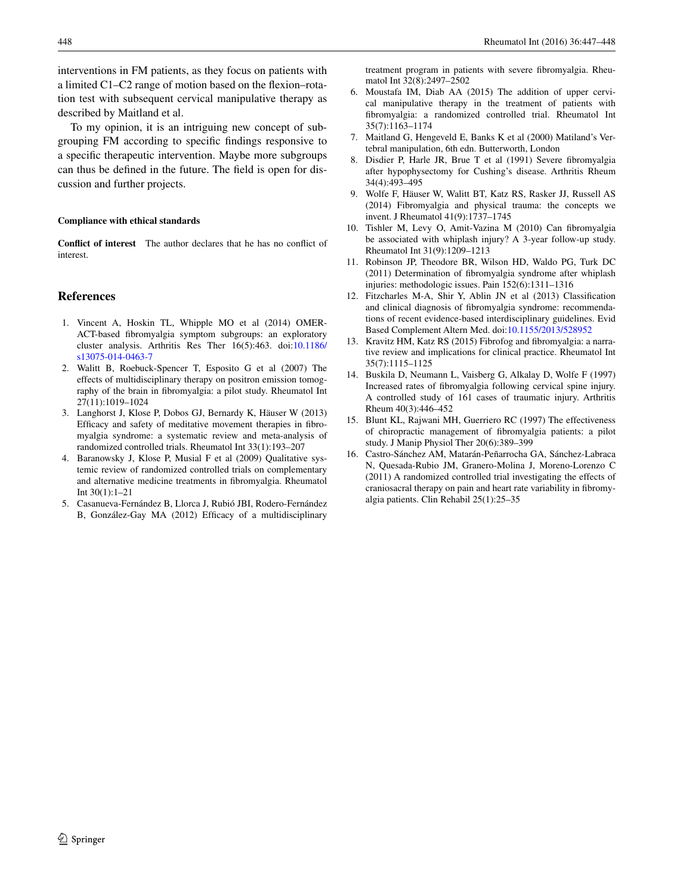interventions in FM patients, as they focus on patients with a limited C1–C2 range of motion based on the flexion–rotation test with subsequent cervical manipulative therapy as described by Maitland et al.

To my opinion, it is an intriguing new concept of subgrouping FM according to specific findings responsive to a specific therapeutic intervention. Maybe more subgroups can thus be defined in the future. The field is open for discussion and further projects.

#### Compliance with ethical standards

**Conflict of interest** The author declares that he has no conflict of interest.

## References

1. Vincent A, Hoskin TL, Whipple MO et al (2014) OMERACT-based fibromyalgia symptom subgroups: an exploratory cluster analysis. Arthritis Res Ther 16(5):463. doi:10.1186/s13075-014-0463-7
2. Walitt B, Roebuck-Spencer T, Esposito G et al (2007) The effects of multidisciplinary therapy on positron emission tomography of the brain in fibromyalgia: a pilot study. Rheumatol Int 27(11):1019–1024
3. Langhorst J, Klose P, Dobos GJ, Bernardy K, Häuser W (2013) Efficacy and safety of meditative movement therapies in fibromyalgia syndrome: a systematic review and meta-analysis of randomized controlled trials. Rheumatol Int 33(1):193–207
4. Baranowsky J, Klose P, Musial F et al (2009) Qualitative systemic review of randomized controlled trials on complementary and alternative medicine treatments in fibromyalgia. Rheumatol Int 30(1):1–21
5. Casanueva-Fernández B, Llorca J, Rubió JBI, Rodero-Fernández B, González-Gay MA (2012) Efficacy of a multidisciplinary treatment program in patients with severe fibromyalgia. Rheumatol Int 32(8):2497–2502
6. Moustafa IM, Diab AA (2015) The addition of upper cervical manipulative therapy in the treatment of patients with fibromyalgia: a randomized controlled trial. Rheumatol Int 35(7):1163–1174
7. Maitland G, Hengeveld E, Banks K et al (2000) Matiland's Vertebral manipulation, 6th edn. Butterworth, London
8. Disdier P, Harle JR, Brue T et al (1991) Severe fibromyalgia after hypophysectomy for Cushing's disease. Arthritis Rheum 34(4):493–495
9. Wolfe F, Häuser W, Walitt BT, Katz RS, Rasker JJ, Russell AS (2014) Fibromyalgia and physical trauma: the concepts we invent. J Rheumatol 41(9):1737–1745
10. Tishler M, Levy O, Amit-Vazina M (2010) Can fibromyalgia be associated with whiplash injury? A 3-year follow-up study. Rheumatol Int 31(9):1209–1213
11. Robinson JP, Theodore BR, Wilson HD, Waldo PG, Turk DC (2011) Determination of fibromyalgia syndrome after whiplash injuries: methodologic issues. Pain 152(6):1311–1316
12. Fitzcharles M-A, Shir Y, Ablin JN et al (2013) Classification and clinical diagnosis of fibromyalgia syndrome: recommendations of recent evidence-based interdisciplinary guidelines. Evid Based Complement Altern Med. doi:10.1155/2013/528952
13. Kravitz HM, Katz RS (2015) Fibrofog and fibromyalgia: a narrative review and implications for clinical practice. Rheumatol Int 35(7):1115–1125
14. Buskila D, Neumann L, Vaisberg G, Alkalay D, Wolfe F (1997) Increased rates of fibromyalgia following cervical spine injury. A controlled study of 161 cases of traumatic injury. Arthritis Rheum 40(3):446–452
15. Blunt KL, Rajwani MH, Guerriero RC (1997) The effectiveness of chiropractic management of fibromyalgia patients: a pilot study. J Manip Physiol Ther 20(6):389–399
16. Castro-Sánchez AM, Matarán-Peñarrocha GA, Sánchez-Labraca N, Quesada-Rubio JM, Granero-Molina J, Moreno-Lorenzo C (2011) A randomized controlled trial investigating the effects of craniosacral therapy on pain and heart rate variability in fibromyalgia patients. Clin Rehabil 25(1):25–35